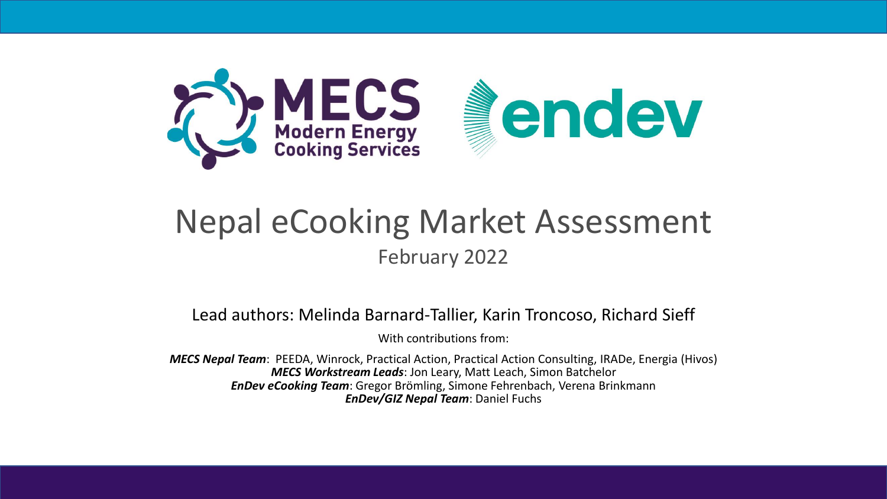# Nepal eCooking Market Assessment

## February 2022

Lead authors: Melinda Barnard-Tallier, Karin Troncoso, Richard Sieff

With contributions from:

***MECS Nepal Team***: PEEDA, Winrock, Practical Action, Practical Action Consulting, IRADe, Energia (Hivos)
***MECS Workstream Leads***: Jon Leary, Matt Leach, Simon Batchelor
***EnDev eCooking Team***: Gregor Brömling, Simone Fehrenbach, Verena Brinkmann
***EnDev/GIZ Nepal Team***: Daniel Fuchs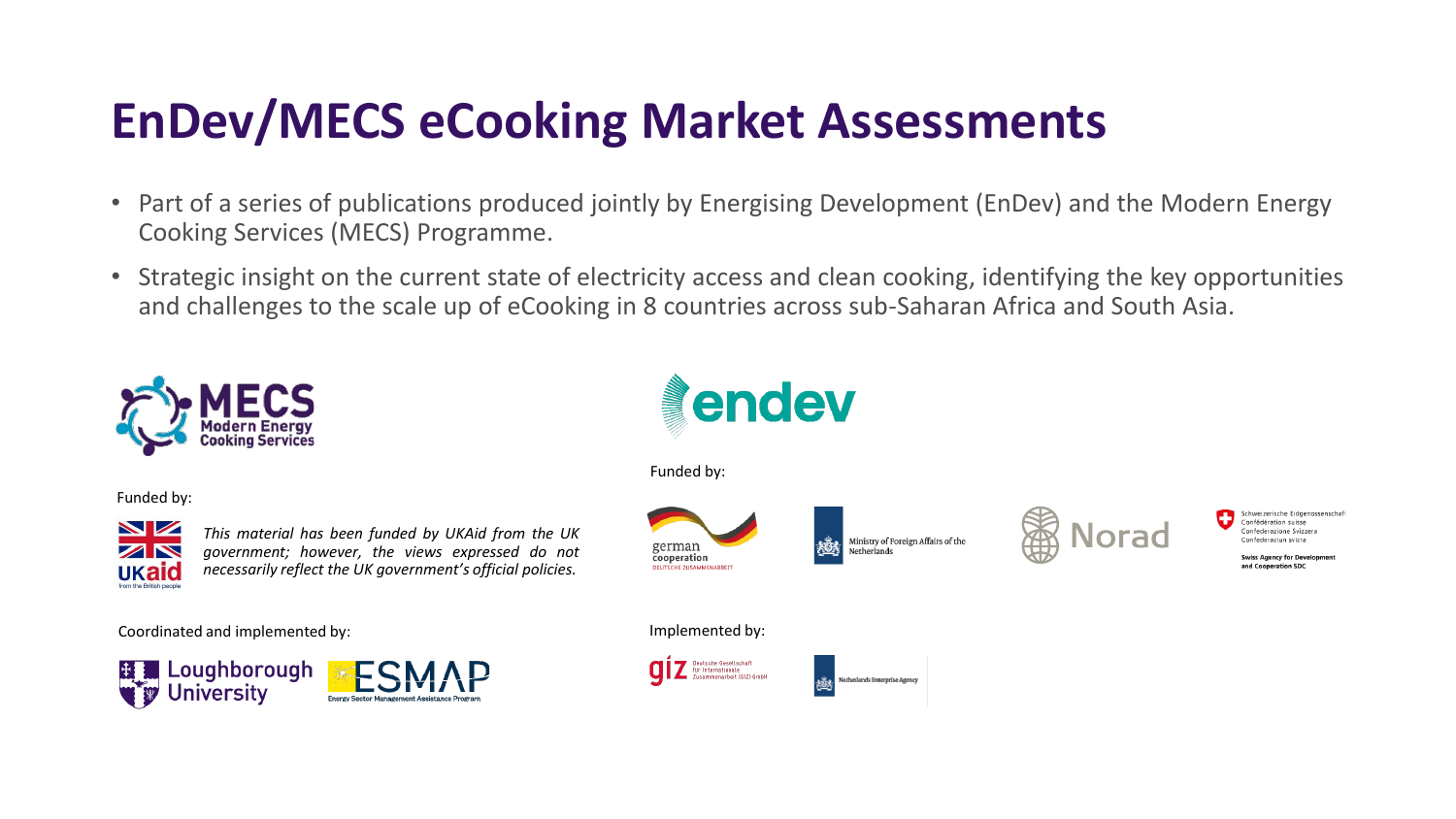# EnDev/MECS eCooking Market Assessments

- Part of a series of publications produced jointly by Energising Development (EnDev) and the Modern Energy Cooking Services (MECS) Programme.
- Strategic insight on the current state of electricity access and clean cooking, identifying the key opportunities and challenges to the scale up of eCooking in 8 countries across sub-Saharan Africa and South Asia.

MECS Modern Energy Cooking Services

Funded by:

UKaid from the British people

*This material has been funded by UKAid from the UK government; however, the views expressed do not necessarily reflect the UK government's official policies.*

Coordinated and implemented by:

Loughborough University

ESMAP Energy Sector Management Assistance Program

endev

Funded by:

german cooperation DEUTSCHE ZUSAMMENARBEIT

Ministry of Foreign Affairs of the Netherlands

Norad

Schweizerische Eidgenossenschaft
Confédération suisse
Confederazione Svizzera
Confederaziun svizra

Swiss Agency for Development and Cooperation SDC

Implemented by:

giz Deutsche Gesellschaft für Internationale Zusammenarbeit (GIZ) GmbH

Netherlands Enterprise Agency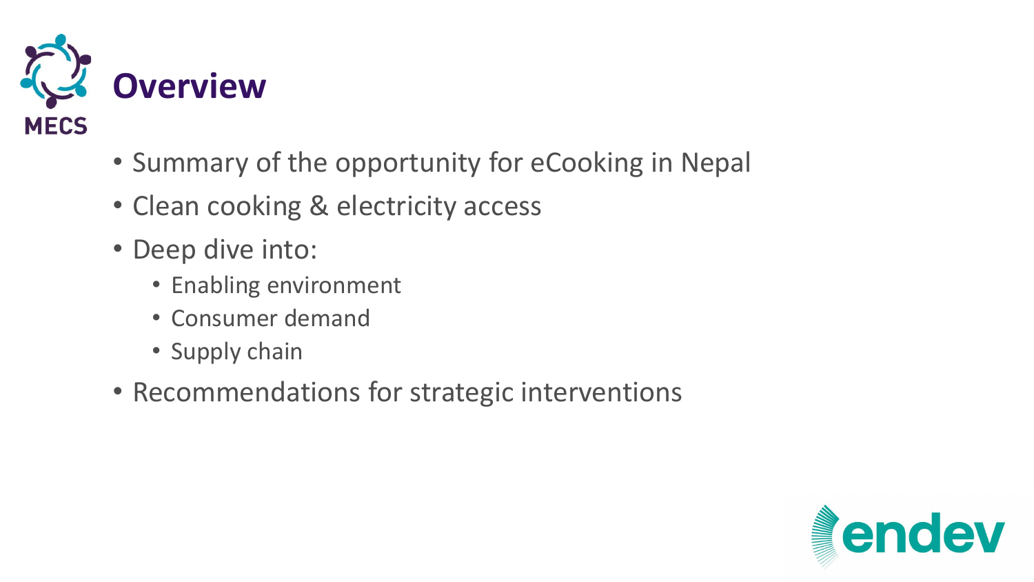# Overview

- Summary of the opportunity for eCooking in Nepal
- Clean cooking & electricity access
- Deep dive into:
  - Enabling environment
  - Consumer demand
  - Supply chain
- Recommendations for strategic interventions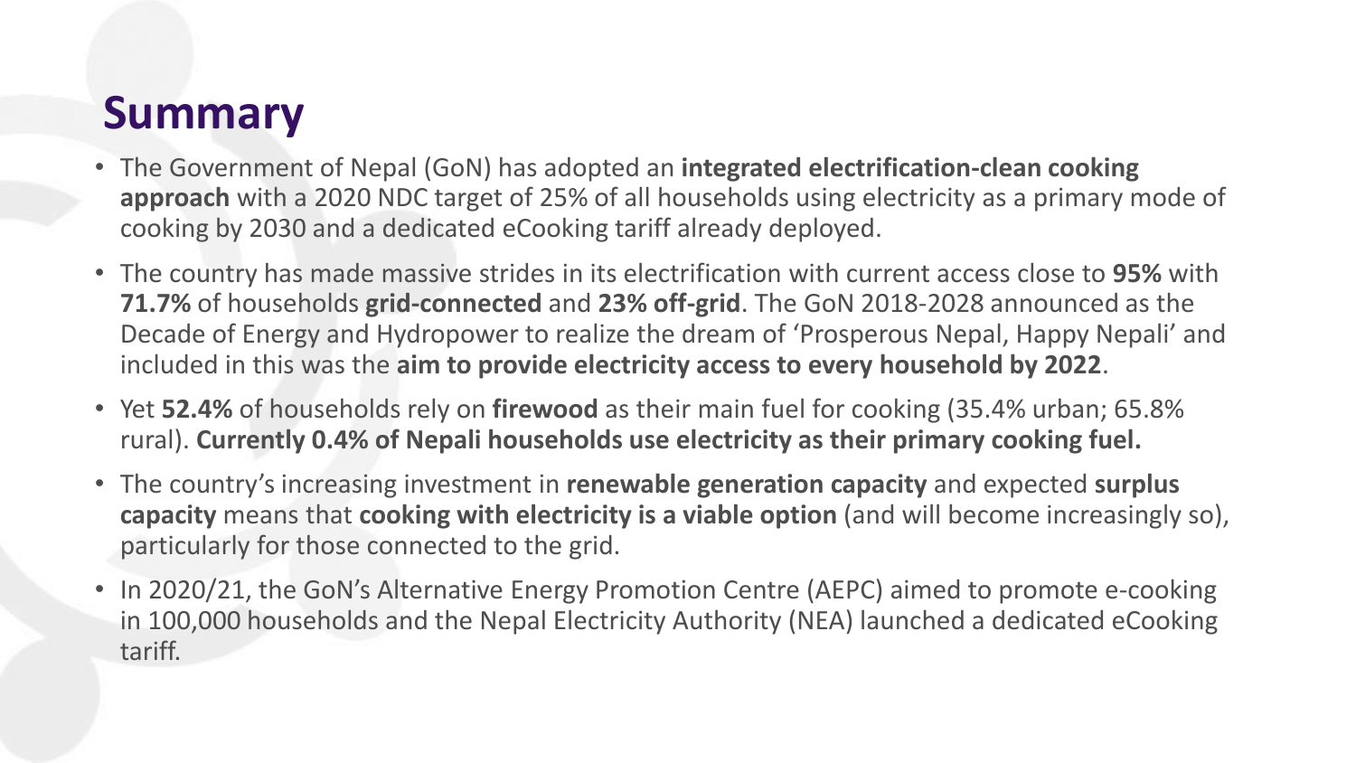# Summary

- The Government of Nepal (GoN) has adopted an **integrated electrification-clean cooking approach** with a 2020 NDC target of 25% of all households using electricity as a primary mode of cooking by 2030 and a dedicated eCooking tariff already deployed.
- The country has made massive strides in its electrification with current access close to **95%** with **71.7%** of households **grid-connected** and **23% off-grid**. The GoN 2018-2028 announced as the Decade of Energy and Hydropower to realize the dream of 'Prosperous Nepal, Happy Nepali' and included in this was the **aim to provide electricity access to every household by 2022**.
- Yet **52.4%** of households rely on **firewood** as their main fuel for cooking (35.4% urban; 65.8% rural). **Currently 0.4% of Nepali households use electricity as their primary cooking fuel.**
- The country's increasing investment in **renewable generation capacity** and expected **surplus capacity** means that **cooking with electricity is a viable option** (and will become increasingly so), particularly for those connected to the grid.
- In 2020/21, the GoN's Alternative Energy Promotion Centre (AEPC) aimed to promote e-cooking in 100,000 households and the Nepal Electricity Authority (NEA) launched a dedicated eCooking tariff.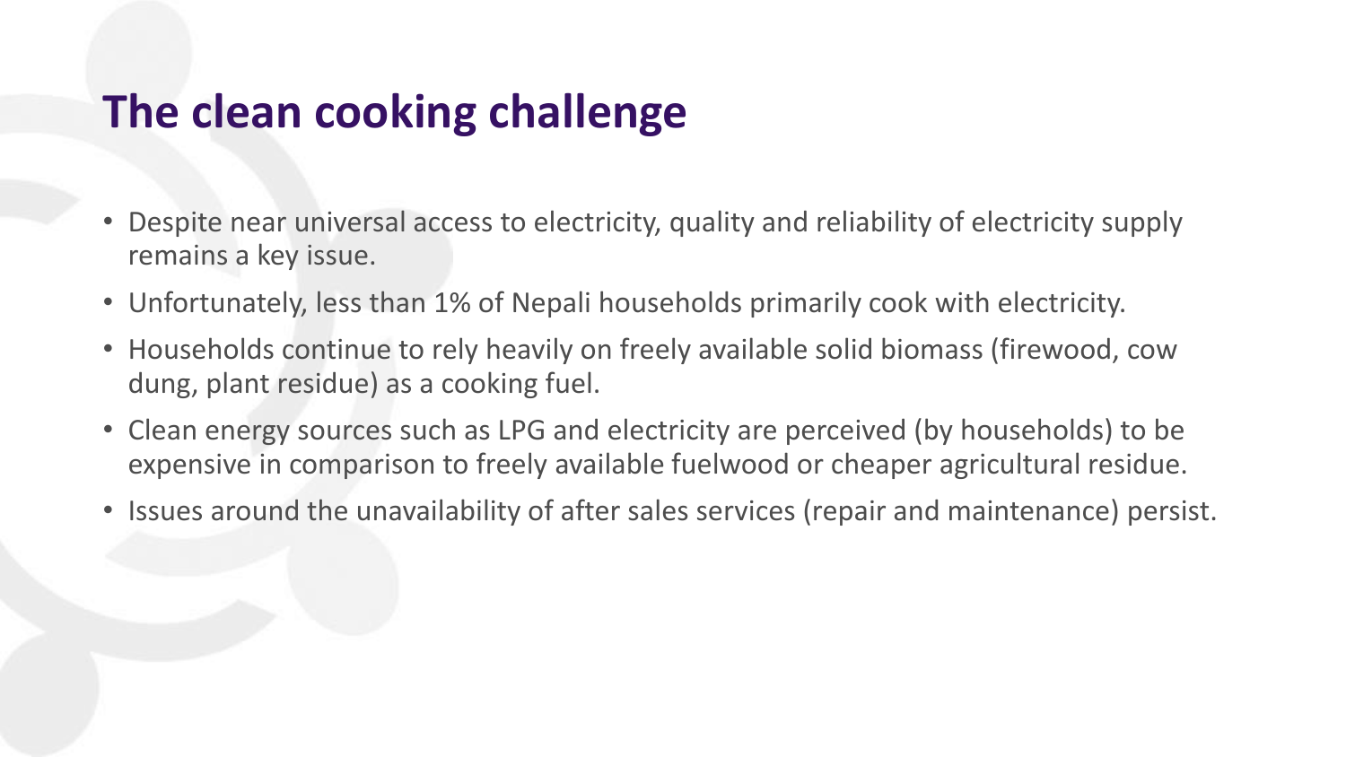# The clean cooking challenge

- Despite near universal access to electricity, quality and reliability of electricity supply remains a key issue.
- Unfortunately, less than 1% of Nepali households primarily cook with electricity.
- Households continue to rely heavily on freely available solid biomass (firewood, cow dung, plant residue) as a cooking fuel.
- Clean energy sources such as LPG and electricity are perceived (by households) to be expensive in comparison to freely available fuelwood or cheaper agricultural residue.
- Issues around the unavailability of after sales services (repair and maintenance) persist.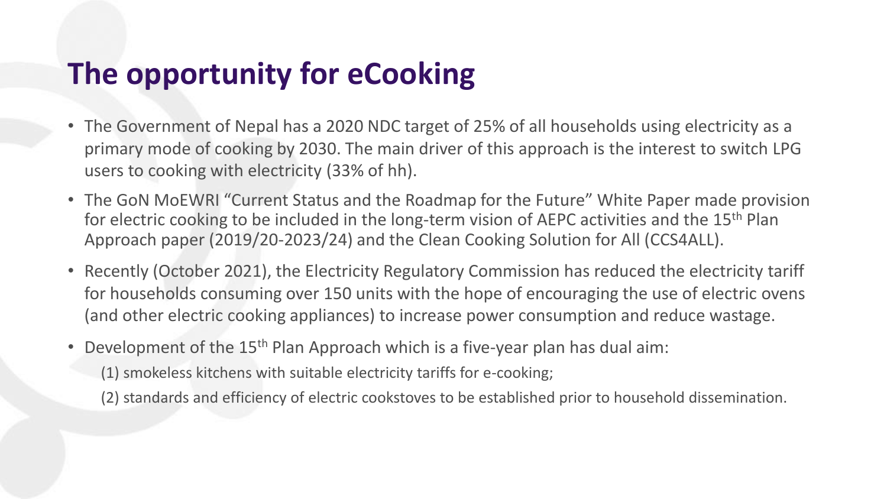# The opportunity for eCooking

- The Government of Nepal has a 2020 NDC target of 25% of all households using electricity as a primary mode of cooking by 2030. The main driver of this approach is the interest to switch LPG users to cooking with electricity (33% of hh).
- The GoN MoEWRI "Current Status and the Roadmap for the Future" White Paper made provision for electric cooking to be included in the long-term vision of AEPC activities and the 15th Plan Approach paper (2019/20-2023/24) and the Clean Cooking Solution for All (CCS4ALL).
- Recently (October 2021), the Electricity Regulatory Commission has reduced the electricity tariff for households consuming over 150 units with the hope of encouraging the use of electric ovens (and other electric cooking appliances) to increase power consumption and reduce wastage.
- Development of the 15th Plan Approach which is a five-year plan has dual aim:
  - (1) smokeless kitchens with suitable electricity tariffs for e-cooking;
  - (2) standards and efficiency of electric cookstoves to be established prior to household dissemination.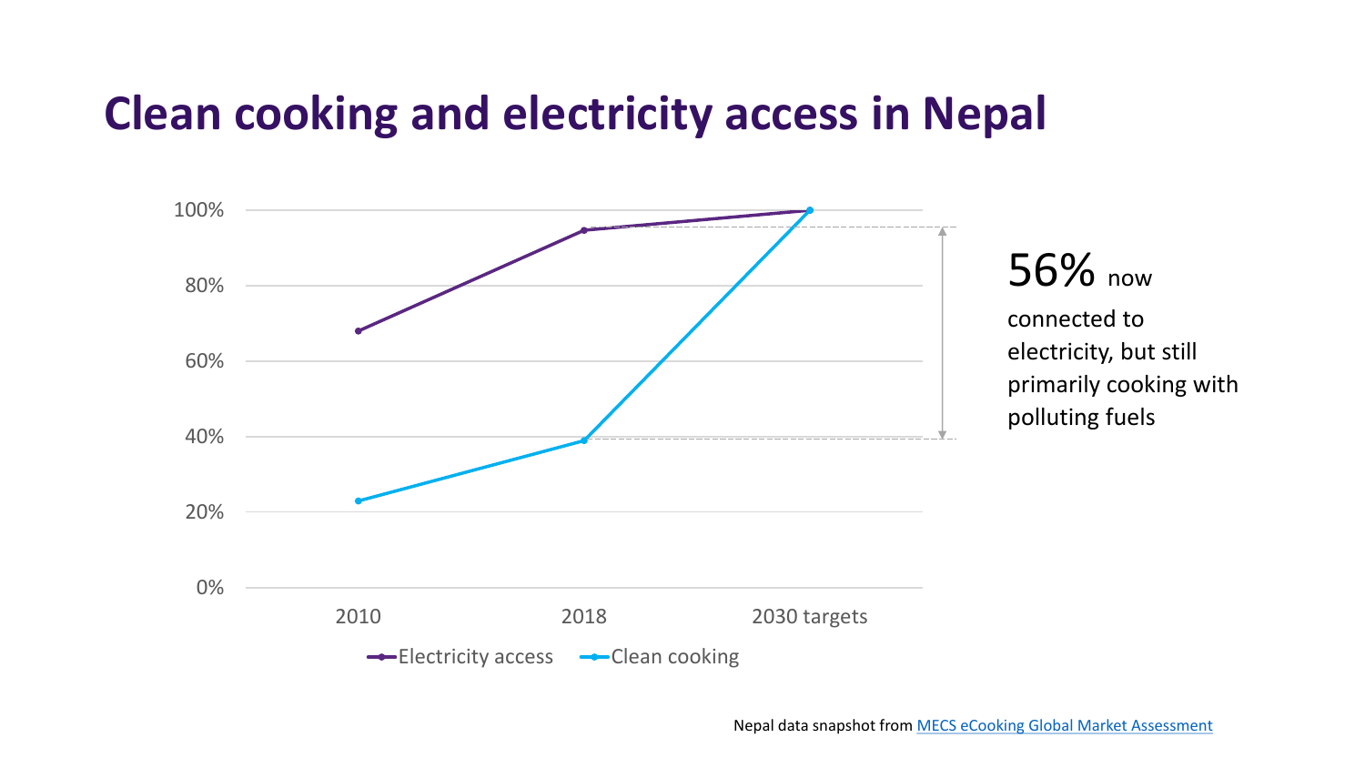# Clean cooking and electricity access in Nepal

100%
80%
60%
40%
20%
0%

2010 | 2018 | 2030 targets

Electricity access | Clean cooking

**56%** now connected to electricity, but still primarily cooking with polluting fuels

Nepal data snapshot from MECS eCooking Global Market Assessment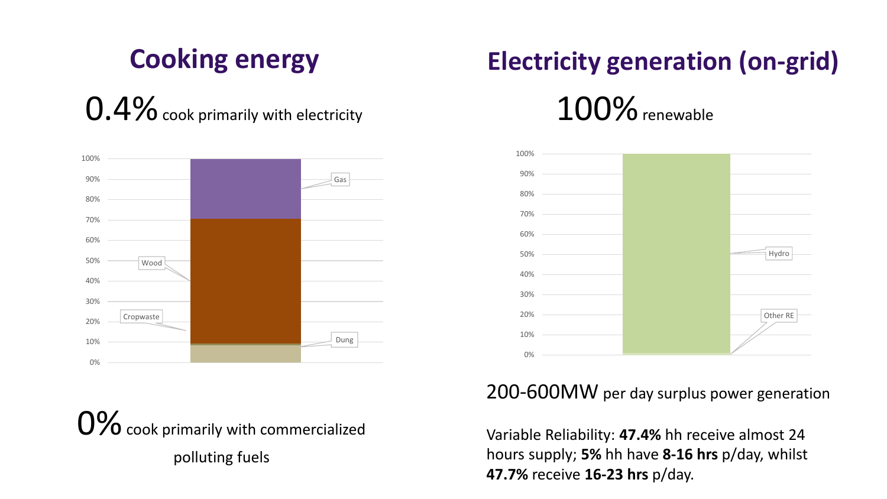## Cooking energy

0.4% cook primarily with electricity

0% cook primarily with commercialized polluting fuels

## Electricity generation (on-grid)

100% renewable

200-600MW per day surplus power generation

Variable Reliability: **47.4%** hh receive almost 24 hours supply; **5%** hh have **8-16 hrs** p/day, whilst **47.7%** receive **16-23 hrs** p/day.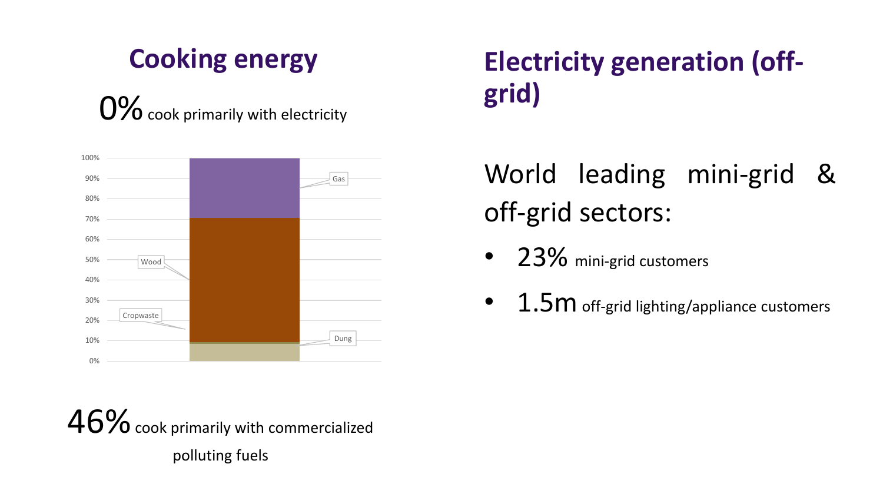## Cooking energy

0% cook primarily with electricity

100%
90%
80%
70%
60%
50%
40%
30%
20%
10%
0%

Gas

Wood

Cropwaste

Dung

46% cook primarily with commercialized polluting fuels

## Electricity generation (off-grid)

World leading mini-grid & off-grid sectors:

- 23% mini-grid customers
- 1.5m off-grid lighting/appliance customers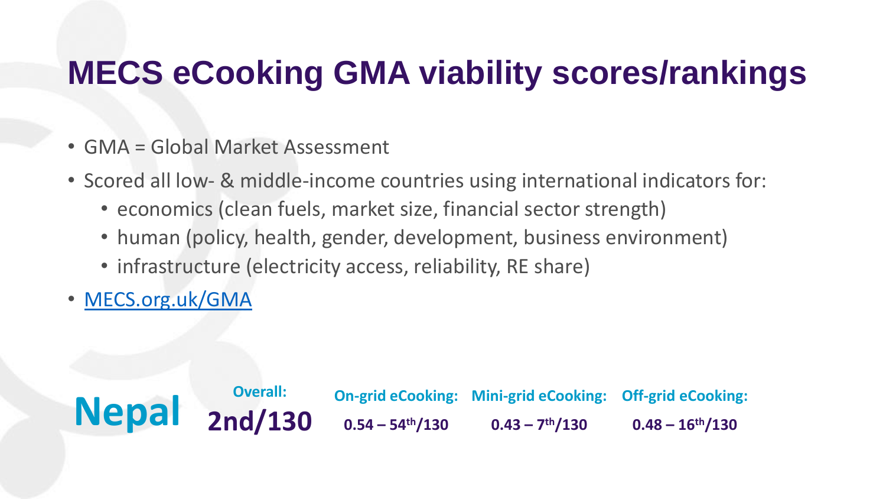# MECS eCooking GMA viability scores/rankings

- GMA = Global Market Assessment
- Scored all low- & middle-income countries using international indicators for:
  - economics (clean fuels, market size, financial sector strength)
  - human (policy, health, gender, development, business environment)
  - infrastructure (electricity access, reliability, RE share)
- [MECS.org.uk/GMA](MECS.org.uk/GMA)

| | Overall: | On-grid eCooking: | Mini-grid eCooking: | Off-grid eCooking: |
|---|---|---|---|---|
| **Nepal** | **2nd/130** | **0.54 – 54th/130** | **0.43 – 7th/130** | **0.48 – 16th/130** |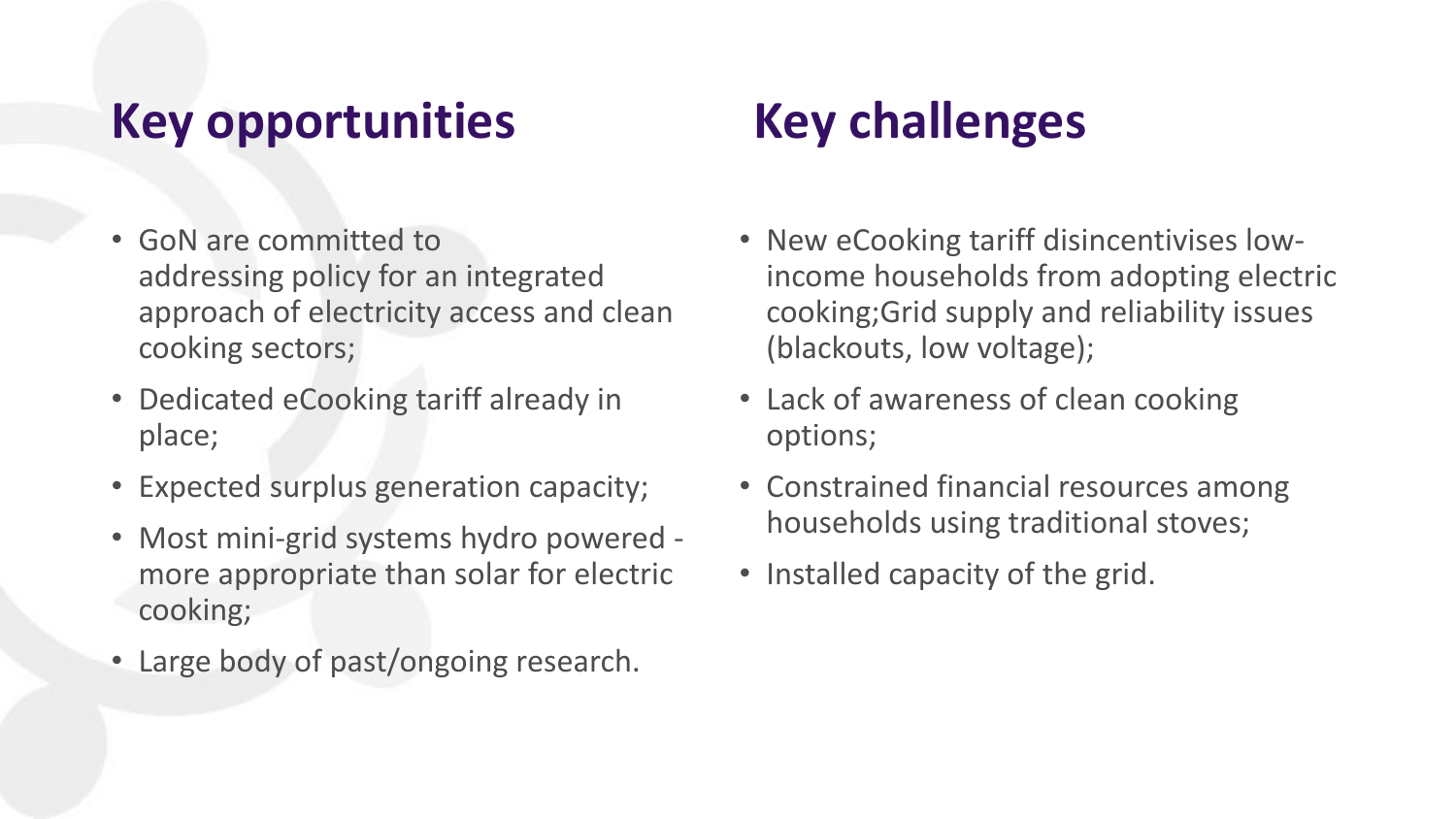## Key opportunities

- GoN are committed to addressing policy for an integrated approach of electricity access and clean cooking sectors;
- Dedicated eCooking tariff already in place;
- Expected surplus generation capacity;
- Most mini-grid systems hydro powered - more appropriate than solar for electric cooking;
- Large body of past/ongoing research.

## Key challenges

- New eCooking tariff disincentivises low-income households from adopting electric cooking;Grid supply and reliability issues (blackouts, low voltage);
- Lack of awareness of clean cooking options;
- Constrained financial resources among households using traditional stoves;
- Installed capacity of the grid.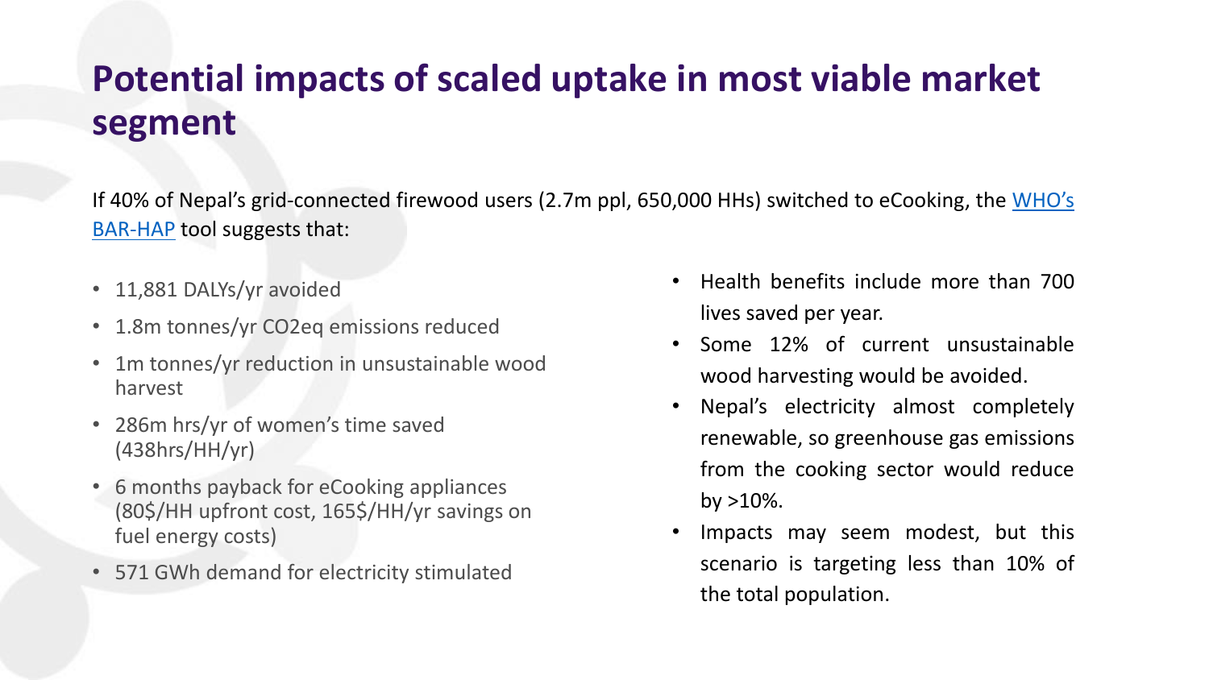# Potential impacts of scaled uptake in most viable market segment

If 40% of Nepal's grid-connected firewood users (2.7m ppl, 650,000 HHs) switched to eCooking, the [WHO's BAR-HAP]() tool suggests that:

- 11,881 DALYs/yr avoided
- 1.8m tonnes/yr $CO_2eq$ emissions reduced
- 1m tonnes/yr reduction in unsustainable wood harvest
- 286m hrs/yr of women's time saved (438hrs/HH/yr)
- 6 months payback for eCooking appliances (80$/HH upfront cost, 165$/HH/yr savings on fuel energy costs)
- 571 GWh demand for electricity stimulated

- Health benefits include more than 700 lives saved per year.
- Some 12% of current unsustainable wood harvesting would be avoided.
- Nepal's electricity almost completely renewable, so greenhouse gas emissions from the cooking sector would reduce by >10%.
- Impacts may seem modest, but this scenario is targeting less than 10% of the total population.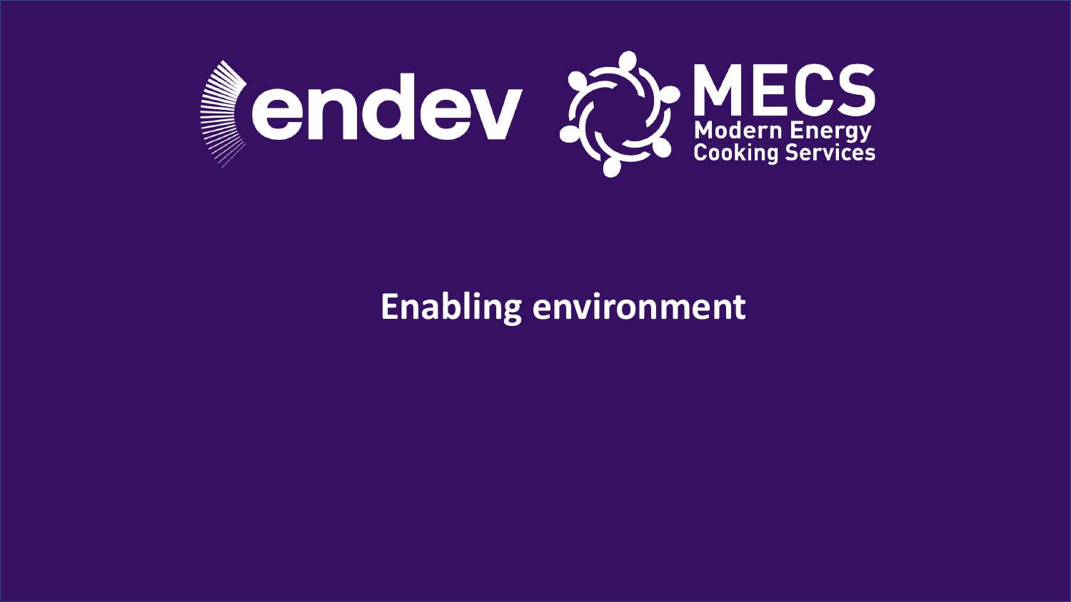endev

MECS
Modern Energy Cooking Services

# Enabling environment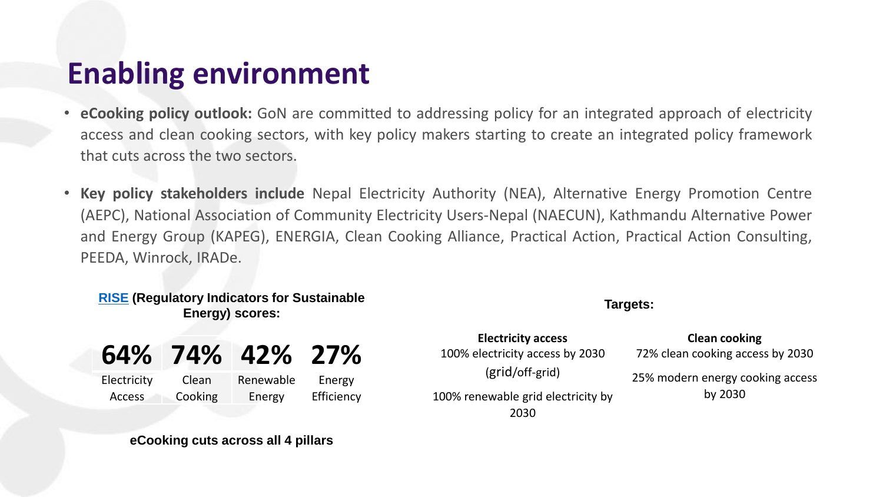# Enabling environment

- **eCooking policy outlook:** GoN are committed to addressing policy for an integrated approach of electricity access and clean cooking sectors, with key policy makers starting to create an integrated policy framework that cuts across the two sectors.
- **Key policy stakeholders include** Nepal Electricity Authority (NEA), Alternative Energy Promotion Centre (AEPC), National Association of Community Electricity Users-Nepal (NAECUN), Kathmandu Alternative Power and Energy Group (KAPEG), ENERGIA, Clean Cooking Alliance, Practical Action, Practical Action Consulting, PEEDA, Winrock, IRADe.

**RISE (Regulatory Indicators for Sustainable Energy) scores:**

| 64% | 74% | 42% | 27% |
|---|---|---|---|
| Electricity Access | Clean Cooking | Renewable Energy | Energy Efficiency |

**eCooking cuts across all 4 pillars**

**Targets:**

**Electricity access**

100% electricity access by 2030 (grid/off-grid)

100% renewable grid electricity by 2030

**Clean cooking**

72% clean cooking access by 2030

25% modern energy cooking access by 2030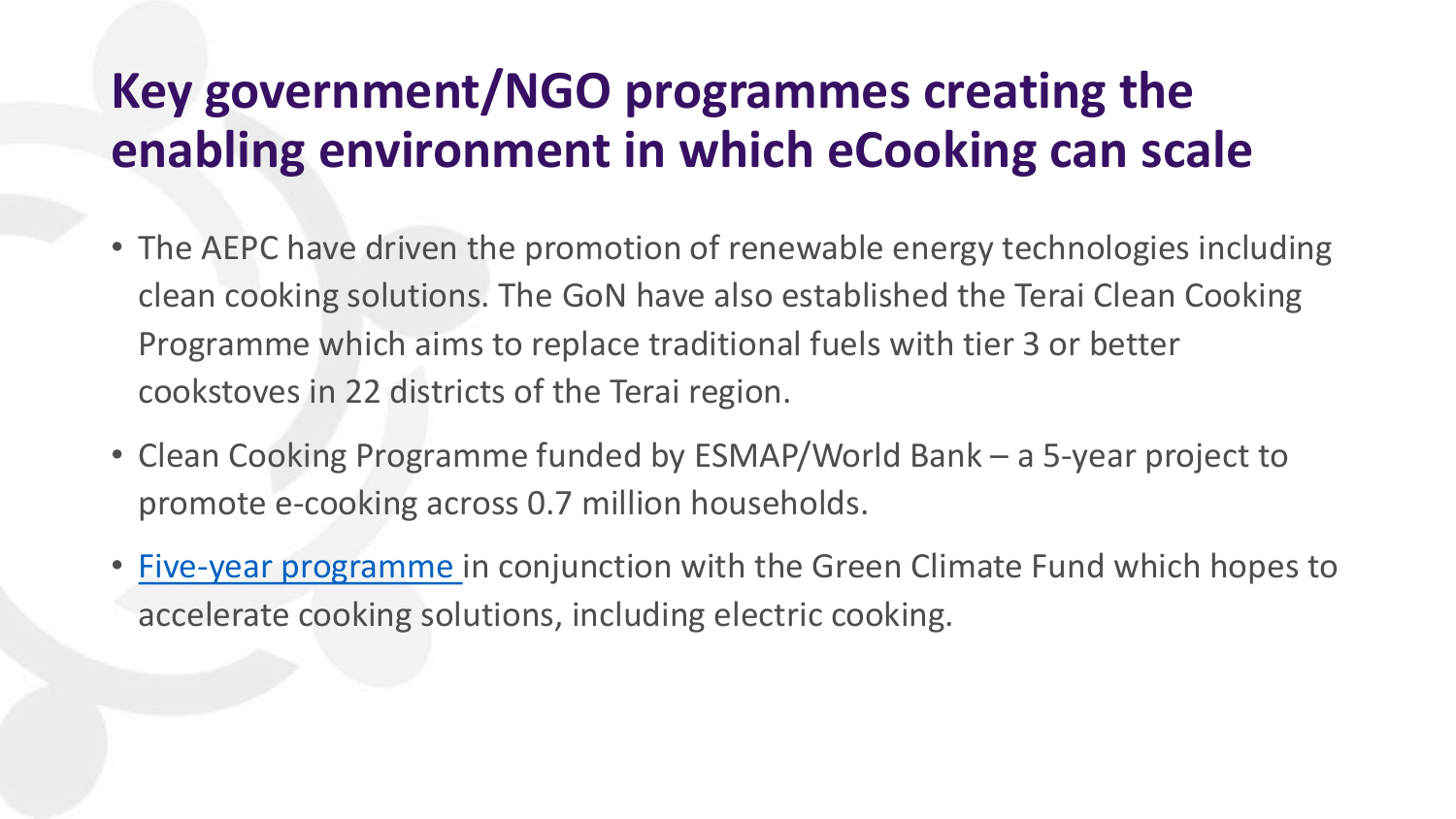# Key government/NGO programmes creating the enabling environment in which eCooking can scale

- The AEPC have driven the promotion of renewable energy technologies including clean cooking solutions. The GoN have also established the Terai Clean Cooking Programme which aims to replace traditional fuels with tier 3 or better cookstoves in 22 districts of the Terai region.
- Clean Cooking Programme funded by ESMAP/World Bank – a 5-year project to promote e-cooking across 0.7 million households.
- Five-year programme in conjunction with the Green Climate Fund which hopes to accelerate cooking solutions, including electric cooking.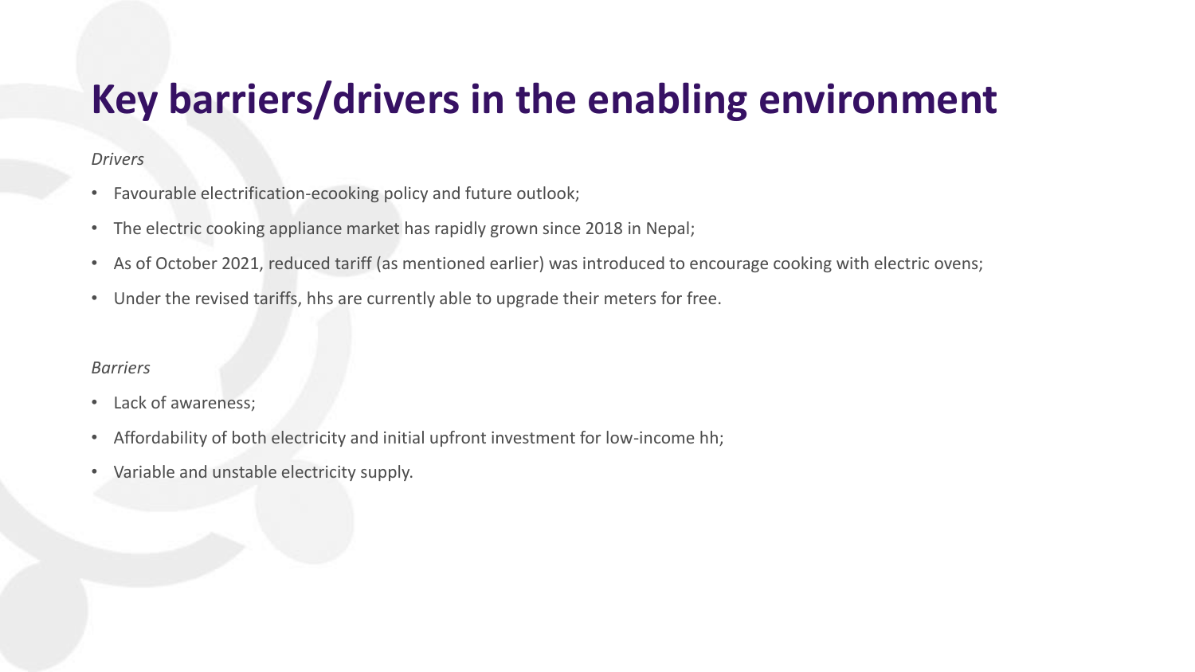# Key barriers/drivers in the enabling environment

*Drivers*

- Favourable electrification-ecooking policy and future outlook;
- The electric cooking appliance market has rapidly grown since 2018 in Nepal;
- As of October 2021, reduced tariff (as mentioned earlier) was introduced to encourage cooking with electric ovens;
- Under the revised tariffs, hhs are currently able to upgrade their meters for free.

*Barriers*

- Lack of awareness;
- Affordability of both electricity and initial upfront investment for low-income hh;
- Variable and unstable electricity supply.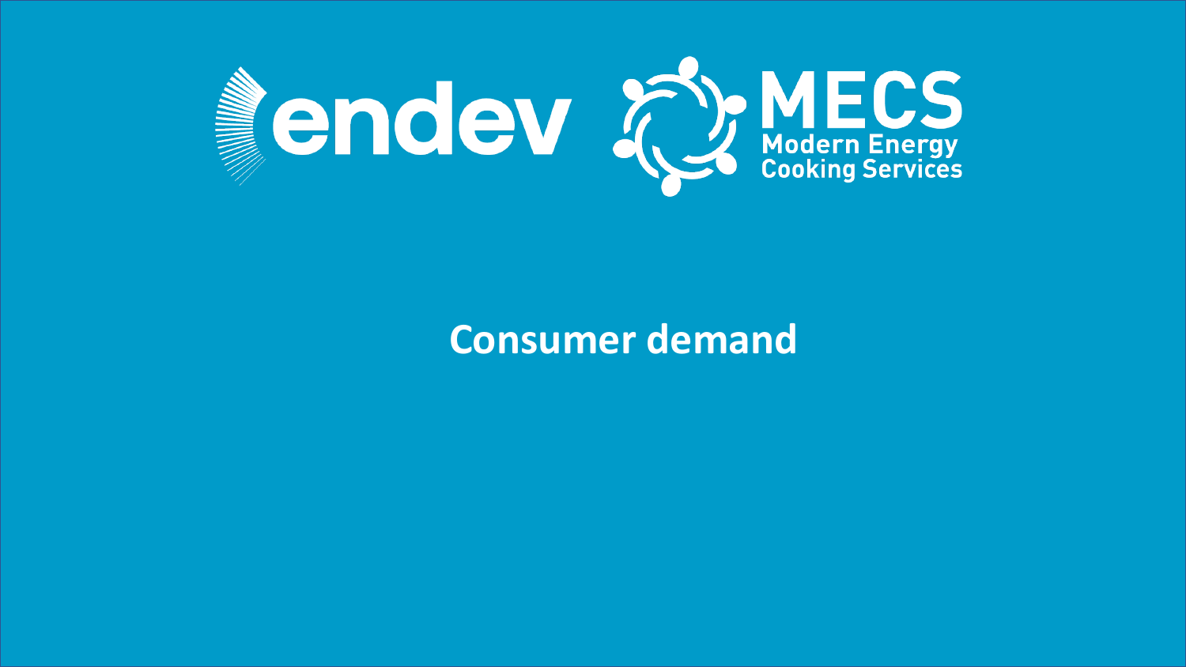endev

MECS Modern Energy Cooking Services

# Consumer demand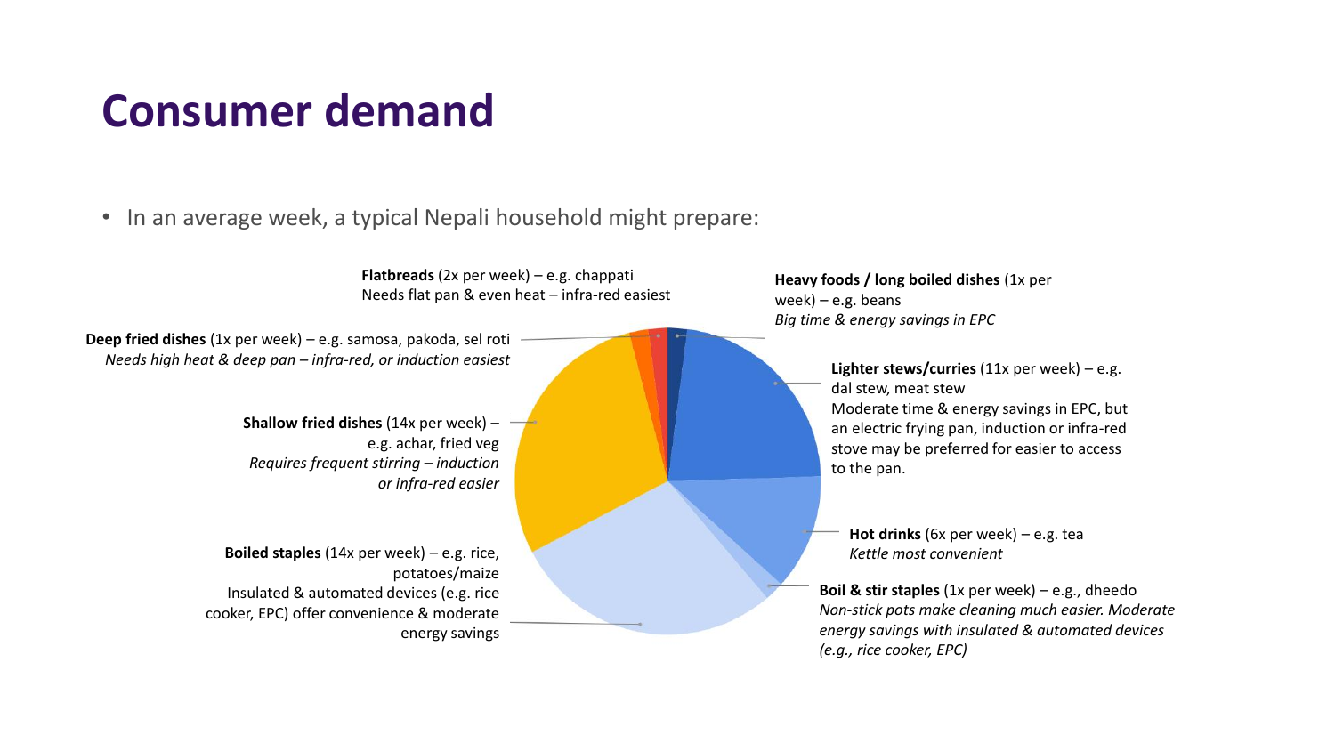# Consumer demand

- In an average week, a typical Nepali household might prepare:

**Flatbreads** (2x per week) – e.g. chappati
Needs flat pan & even heat – infra-red easiest

**Heavy foods / long boiled dishes** (1x per week) – e.g. beans
*Big time & energy savings in EPC*

**Deep fried dishes** (1x per week) – e.g. samosa, pakoda, sel roti
*Needs high heat & deep pan – infra-red, or induction easiest*

**Lighter stews/curries** (11x per week) – e.g. dal stew, meat stew
Moderate time & energy savings in EPC, but an electric frying pan, induction or infra-red stove may be preferred for easier to access to the pan.

**Shallow fried dishes** (14x per week) – e.g. achar, fried veg
*Requires frequent stirring – induction or infra-red easier*

**Hot drinks** (6x per week) – e.g. tea
*Kettle most convenient*

**Boiled staples** (14x per week) – e.g. rice, potatoes/maize
Insulated & automated devices (e.g. rice cooker, EPC) offer convenience & moderate energy savings

**Boil & stir staples** (1x per week) – e.g., dheedo
*Non-stick pots make cleaning much easier. Moderate energy savings with insulated & automated devices (e.g., rice cooker, EPC)*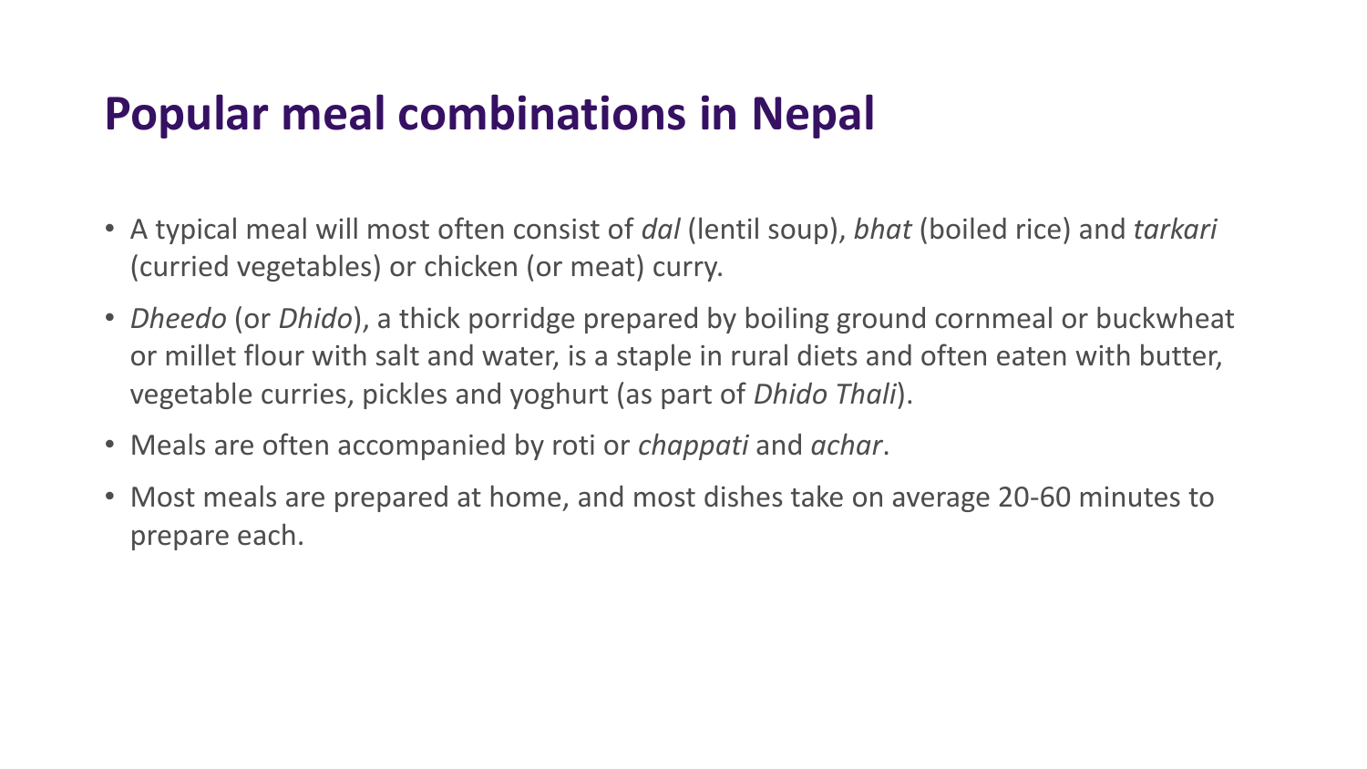# Popular meal combinations in Nepal

- A typical meal will most often consist of *dal* (lentil soup), *bhat* (boiled rice) and *tarkari* (curried vegetables) or chicken (or meat) curry.
- *Dheedo* (or *Dhido*), a thick porridge prepared by boiling ground cornmeal or buckwheat or millet flour with salt and water, is a staple in rural diets and often eaten with butter, vegetable curries, pickles and yoghurt (as part of *Dhido Thali*).
- Meals are often accompanied by roti or *chappati* and *achar*.
- Most meals are prepared at home, and most dishes take on average 20-60 minutes to prepare each.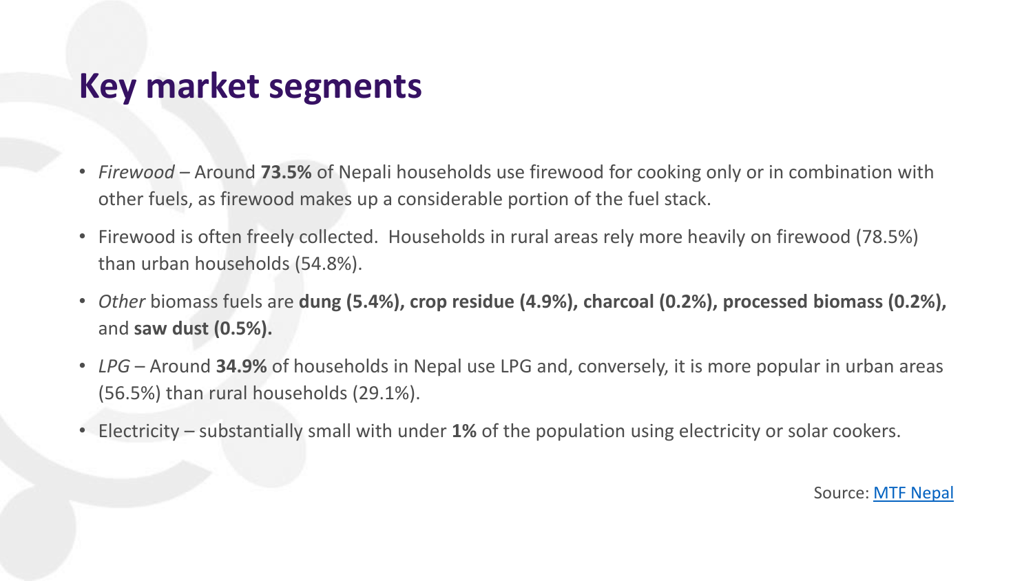# Key market segments

- *Firewood* – Around **73.5%** of Nepali households use firewood for cooking only or in combination with other fuels, as firewood makes up a considerable portion of the fuel stack.
- Firewood is often freely collected. Households in rural areas rely more heavily on firewood (78.5%) than urban households (54.8%).
- *Other* biomass fuels are **dung (5.4%), crop residue (4.9%), charcoal (0.2%), processed biomass (0.2%),** and **saw dust (0.5%).**
- *LPG* – Around **34.9%** of households in Nepal use LPG and, conversely, it is more popular in urban areas (56.5%) than rural households (29.1%).
- Electricity – substantially small with under **1%** of the population using electricity or solar cookers.

Source: [MTF Nepal]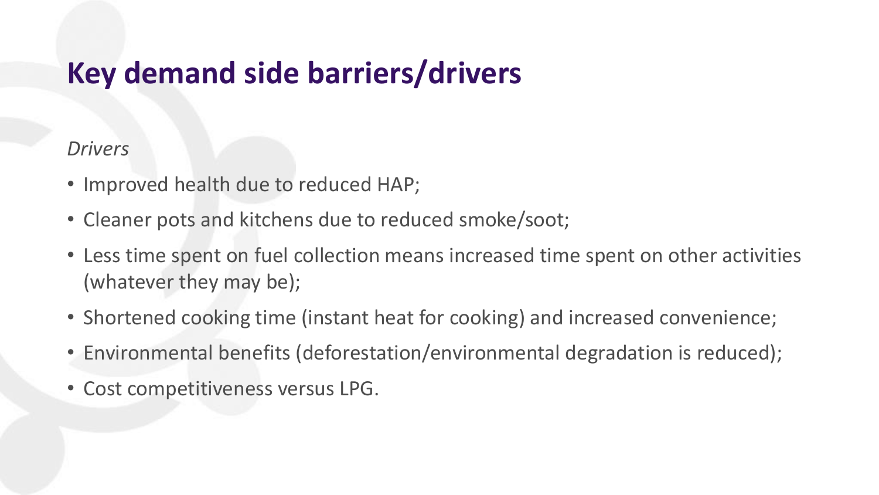# Key demand side barriers/drivers

*Drivers*

- Improved health due to reduced HAP;
- Cleaner pots and kitchens due to reduced smoke/soot;
- Less time spent on fuel collection means increased time spent on other activities (whatever they may be);
- Shortened cooking time (instant heat for cooking) and increased convenience;
- Environmental benefits (deforestation/environmental degradation is reduced);
- Cost competitiveness versus LPG.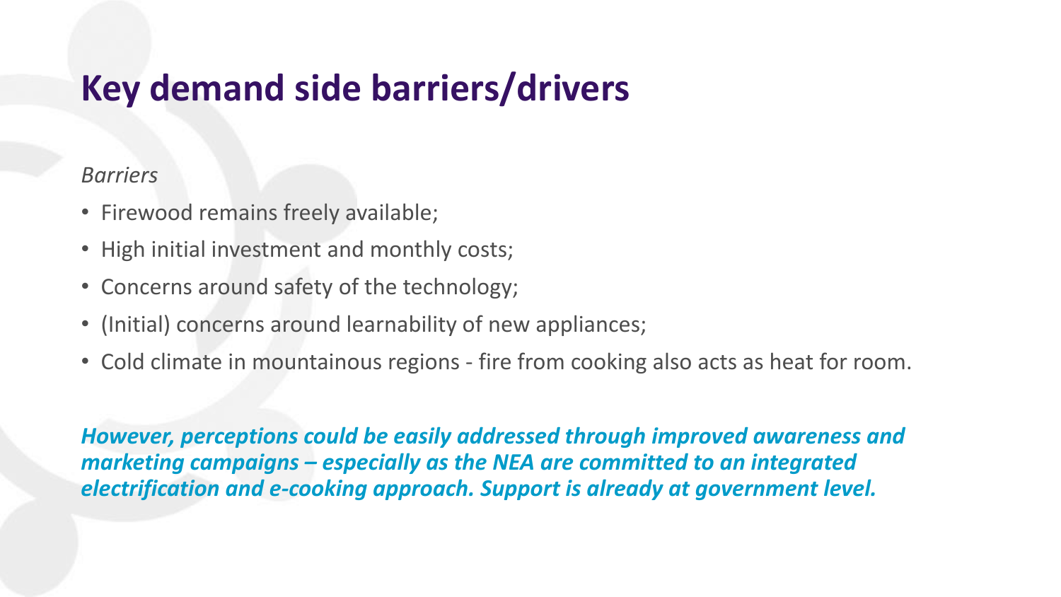# Key demand side barriers/drivers

*Barriers*

- Firewood remains freely available;
- High initial investment and monthly costs;
- Concerns around safety of the technology;
- (Initial) concerns around learnability of new appliances;
- Cold climate in mountainous regions - fire from cooking also acts as heat for room.

***However, perceptions could be easily addressed through improved awareness and marketing campaigns – especially as the NEA are committed to an integrated electrification and e-cooking approach. Support is already at government level.***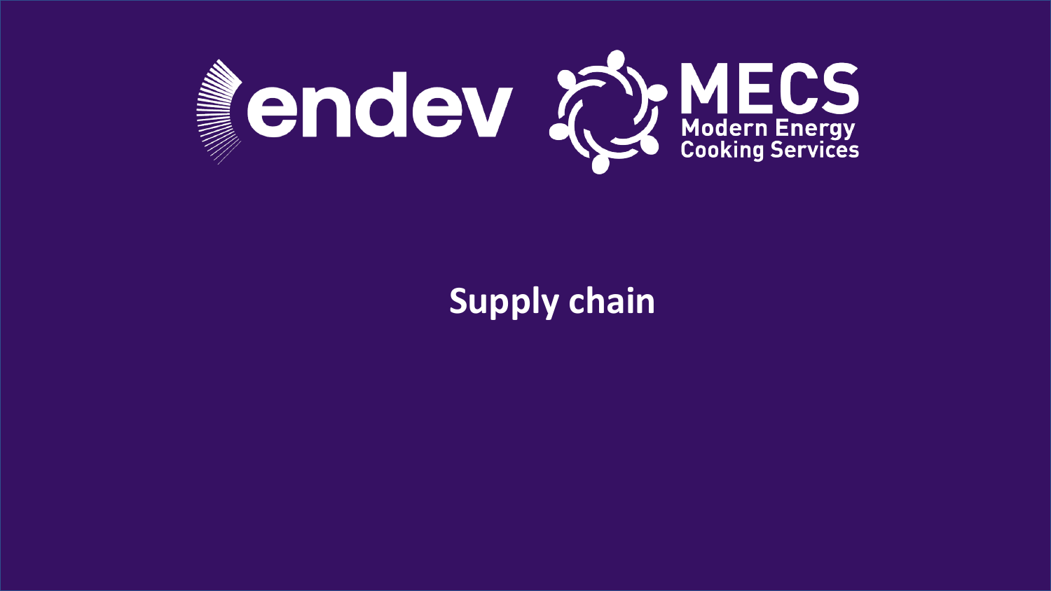endev

MECS
Modern Energy Cooking Services

# Supply chain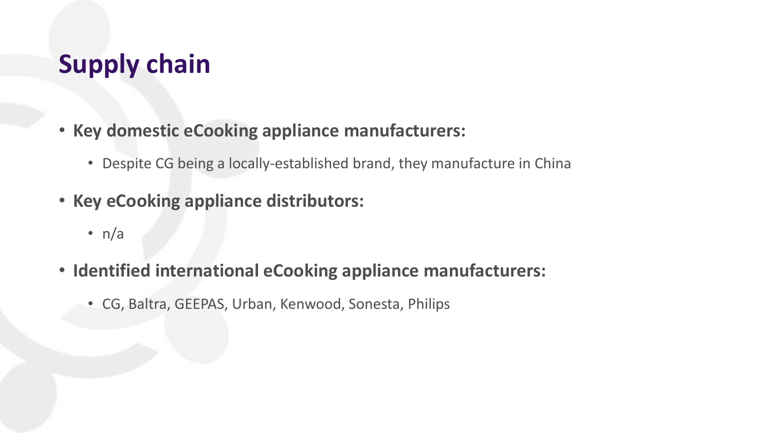# Supply chain

- **Key domestic eCooking appliance manufacturers:**
  - Despite CG being a locally-established brand, they manufacture in China
- **Key eCooking appliance distributors:**
  - n/a
- **Identified international eCooking appliance manufacturers:**
  - CG, Baltra, GEEPAS, Urban, Kenwood, Sonesta, Philips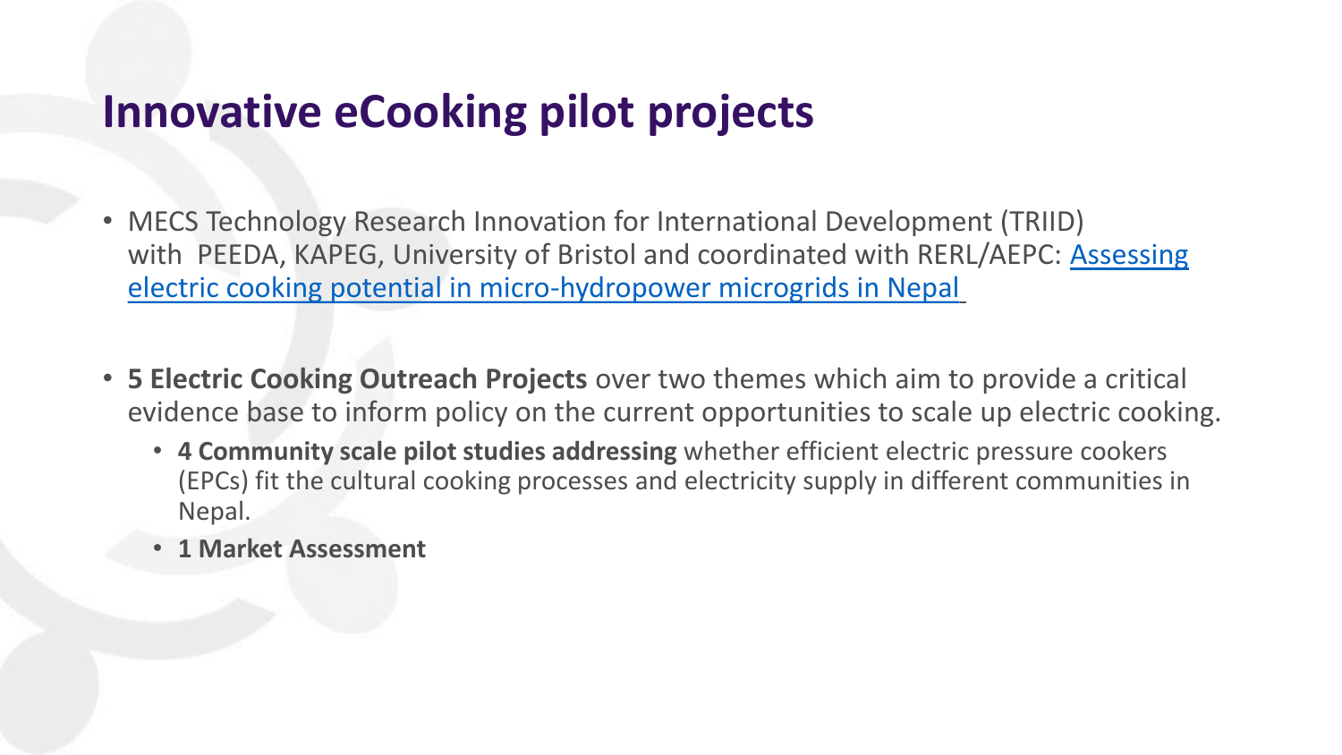# Innovative eCooking pilot projects

- MECS Technology Research Innovation for International Development (TRIID) with PEEDA, KAPEG, University of Bristol and coordinated with RERL/AEPC: Assessing electric cooking potential in micro-hydropower microgrids in Nepal
- **5 Electric Cooking Outreach Projects** over two themes which aim to provide a critical evidence base to inform policy on the current opportunities to scale up electric cooking.
  - **4 Community scale pilot studies addressing** whether efficient electric pressure cookers (EPCs) fit the cultural cooking processes and electricity supply in different communities in Nepal.
  - **1 Market Assessment**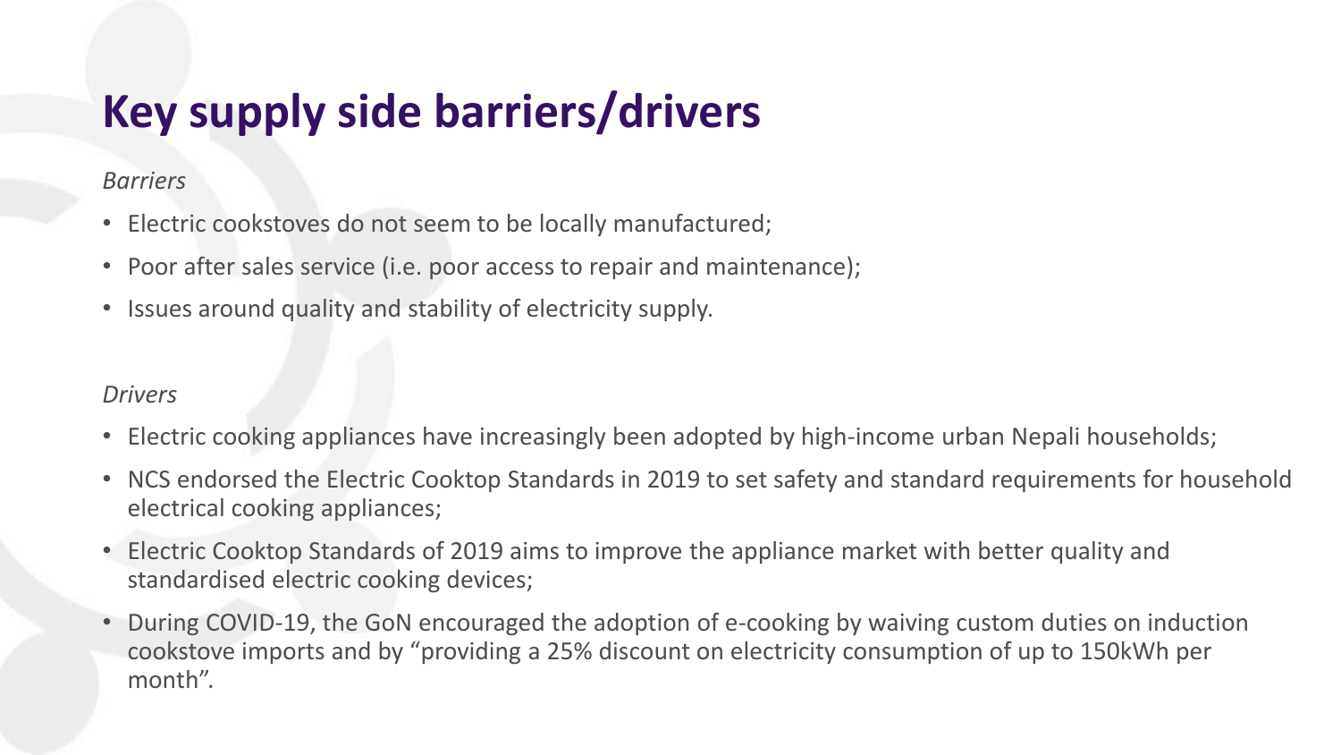# Key supply side barriers/drivers

*Barriers*

- Electric cookstoves do not seem to be locally manufactured;
- Poor after sales service (i.e. poor access to repair and maintenance);
- Issues around quality and stability of electricity supply.

*Drivers*

- Electric cooking appliances have increasingly been adopted by high-income urban Nepali households;
- NCS endorsed the Electric Cooktop Standards in 2019 to set safety and standard requirements for household electrical cooking appliances;
- Electric Cooktop Standards of 2019 aims to improve the appliance market with better quality and standardised electric cooking devices;
- During COVID-19, the GoN encouraged the adoption of e-cooking by waiving custom duties on induction cookstove imports and by "providing a 25% discount on electricity consumption of up to 150kWh per month".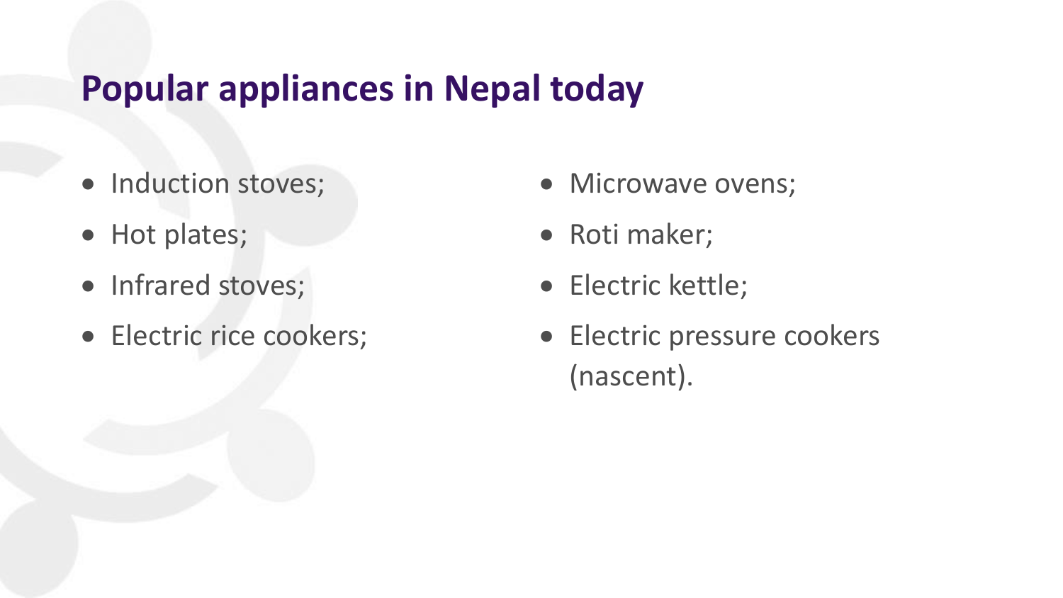## Popular appliances in Nepal today

- Induction stoves;
- Hot plates;
- Infrared stoves;
- Electric rice cookers;
- Microwave ovens;
- Roti maker;
- Electric kettle;
- Electric pressure cookers (nascent).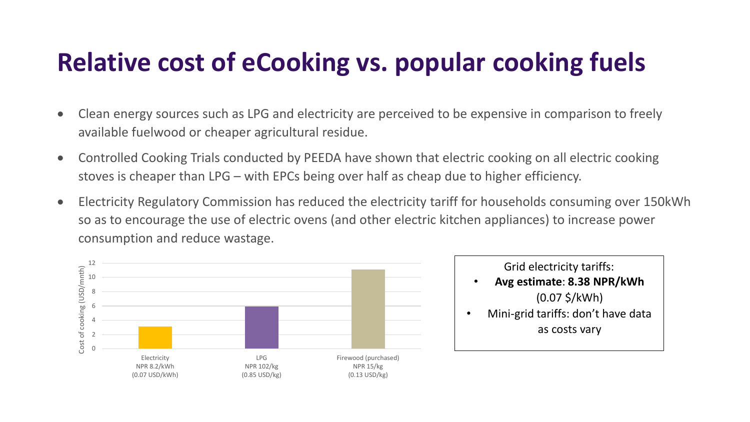# Relative cost of eCooking vs. popular cooking fuels

- Clean energy sources such as LPG and electricity are perceived to be expensive in comparison to freely available fuelwood or cheaper agricultural residue.
- Controlled Cooking Trials conducted by PEEDA have shown that electric cooking on all electric cooking stoves is cheaper than LPG – with EPCs being over half as cheap due to higher efficiency.
- Electricity Regulatory Commission has reduced the electricity tariff for households consuming over 150kWh so as to encourage the use of electric ovens (and other electric kitchen appliances) to increase power consumption and reduce wastage.

Cost of cooking (USD/mnth)

| Fuel | Price | Cost of cooking (USD/mnth, approx.) |
|---|---|---|
| Electricity | NPR 8.2/kWh (0.07 USD/kWh) | ~3 |
| LPG | NPR 102/kg (0.85 USD/kg) | ~6 |
| Firewood (purchased) | NPR 15/kg (0.13 USD/kg) | ~11 |

Grid electricity tariffs:

- **Avg estimate**: **8.38 NPR/kWh** (0.07 $/kWh)
- Mini-grid tariffs: don't have data as costs vary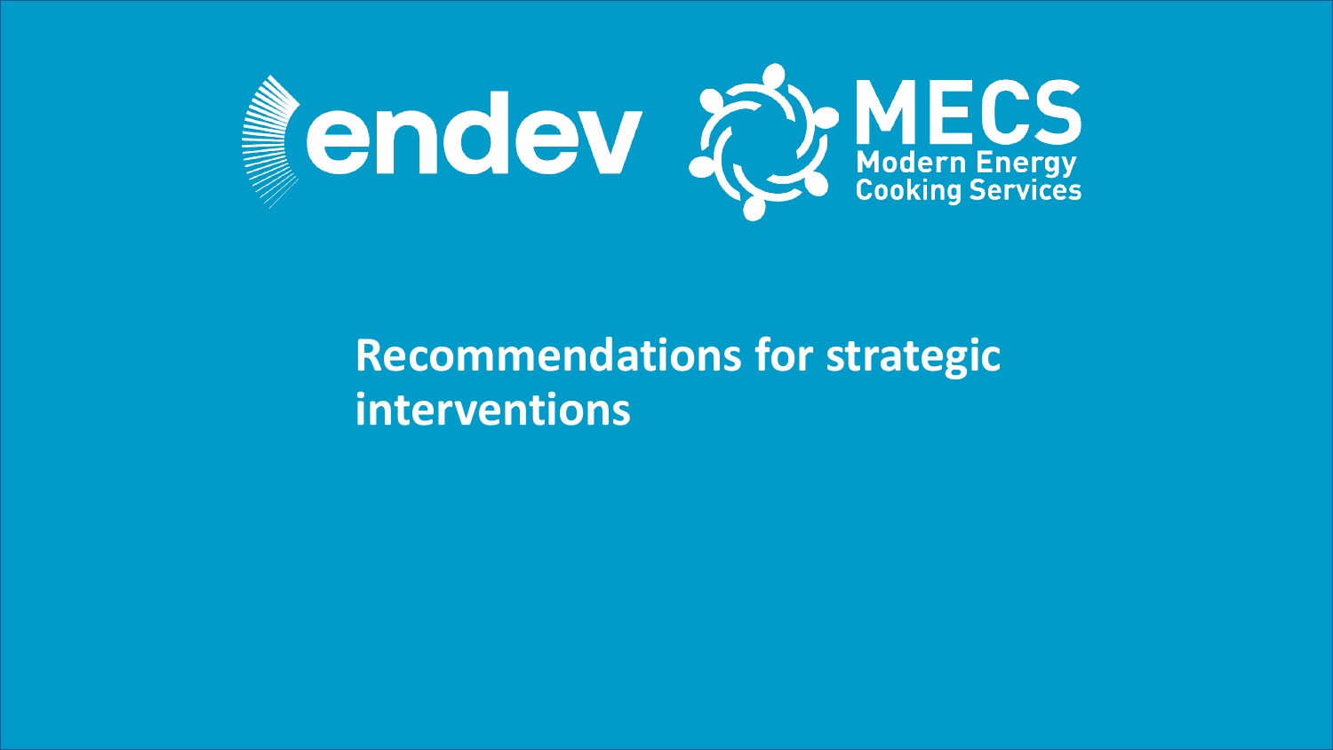# Recommendations for strategic interventions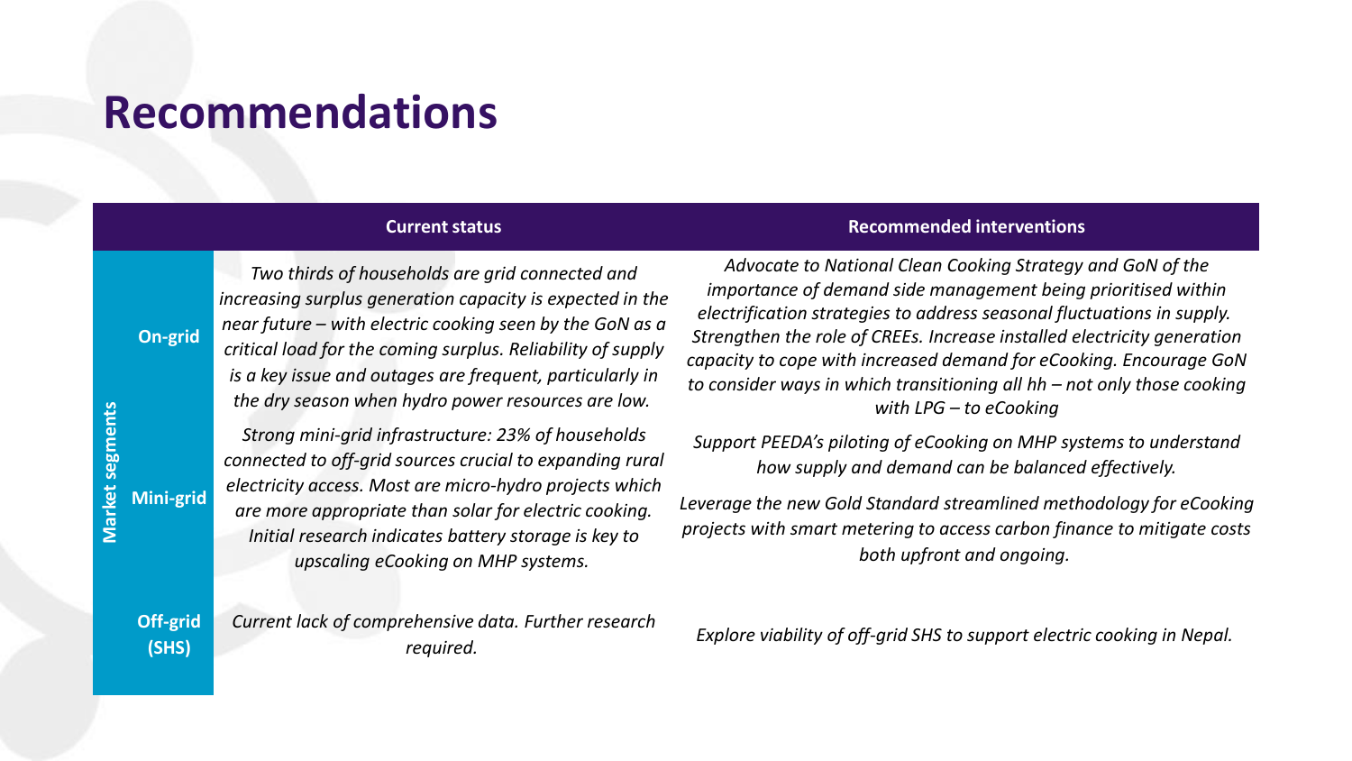# Recommendations

| Market segments | Current status | Recommended interventions |
|---|---|---|
| **On-grid** | *Two thirds of households are grid connected and increasing surplus generation capacity is expected in the near future – with electric cooking seen by the GoN as a critical load for the coming surplus. Reliability of supply is a key issue and outages are frequent, particularly in the dry season when hydro power resources are low.* | *Advocate to National Clean Cooking Strategy and GoN of the importance of demand side management being prioritised within electrification strategies to address seasonal fluctuations in supply. Strengthen the role of CREEs. Increase installed electricity generation capacity to cope with increased demand for eCooking. Encourage GoN to consider ways in which transitioning all hh – not only those cooking with LPG – to eCooking* |
| **Mini-grid** | *Strong mini-grid infrastructure: 23% of households connected to off-grid sources crucial to expanding rural electricity access. Most are micro-hydro projects which are more appropriate than solar for electric cooking. Initial research indicates battery storage is key to upscaling eCooking on MHP systems.* | *Support PEEDA's piloting of eCooking on MHP systems to understand how supply and demand can be balanced effectively.*<br><br>*Leverage the new Gold Standard streamlined methodology for eCooking projects with smart metering to access carbon finance to mitigate costs both upfront and ongoing.* |
| **Off-grid (SHS)** | *Current lack of comprehensive data. Further research required.* | *Explore viability of off-grid SHS to support electric cooking in Nepal.* |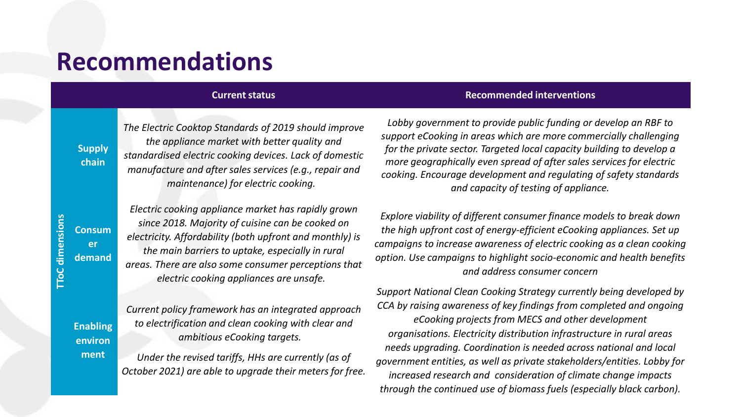# Recommendations

| TToC dimensions | Current status | Recommended interventions |
| --- | --- | --- |
| **Supply chain** | *The Electric Cooktop Standards of 2019 should improve the appliance market with better quality and standardised electric cooking devices. Lack of domestic manufacture and after sales services (e.g., repair and maintenance) for electric cooking.* | *Lobby government to provide public funding or develop an RBF to support eCooking in areas which are more commercially challenging for the private sector. Targeted local capacity building to develop a more geographically even spread of after sales services for electric cooking. Encourage development and regulating of safety standards and capacity of testing of appliance.* |
| **Consumer demand** | *Electric cooking appliance market has rapidly grown since 2018. Majority of cuisine can be cooked on electricity. Affordability (both upfront and monthly) is the main barriers to uptake, especially in rural areas. There are also some consumer perceptions that electric cooking appliances are unsafe.* | *Explore viability of different consumer finance models to break down the high upfront cost of energy-efficient eCooking appliances. Set up campaigns to increase awareness of electric cooking as a clean cooking option. Use campaigns to highlight socio-economic and health benefits and address consumer concern* |
| **Enabling environment** | *Current policy framework has an integrated approach to electrification and clean cooking with clear and ambitious eCooking targets.* *Under the revised tariffs, HHs are currently (as of October 2021) are able to upgrade their meters for free.* | *Support National Clean Cooking Strategy currently being developed by CCA by raising awareness of key findings from completed and ongoing eCooking projects from MECS and other development organisations. Electricity distribution infrastructure in rural areas needs upgrading. Coordination is needed across national and local government entities, as well as private stakeholders/entities. Lobby for increased research and consideration of climate change impacts through the continued use of biomass fuels (especially black carbon).* |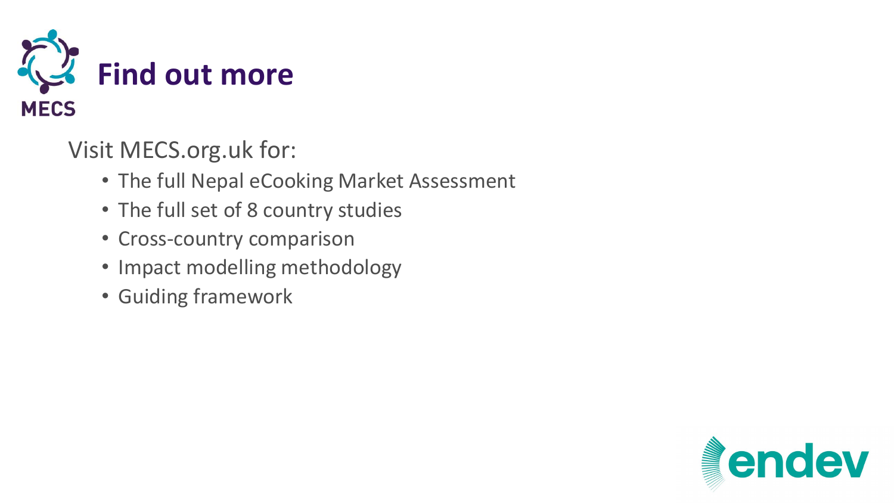# Find out more

Visit MECS.org.uk for:

- The full Nepal eCooking Market Assessment
- The full set of 8 country studies
- Cross-country comparison
- Impact modelling methodology
- Guiding framework